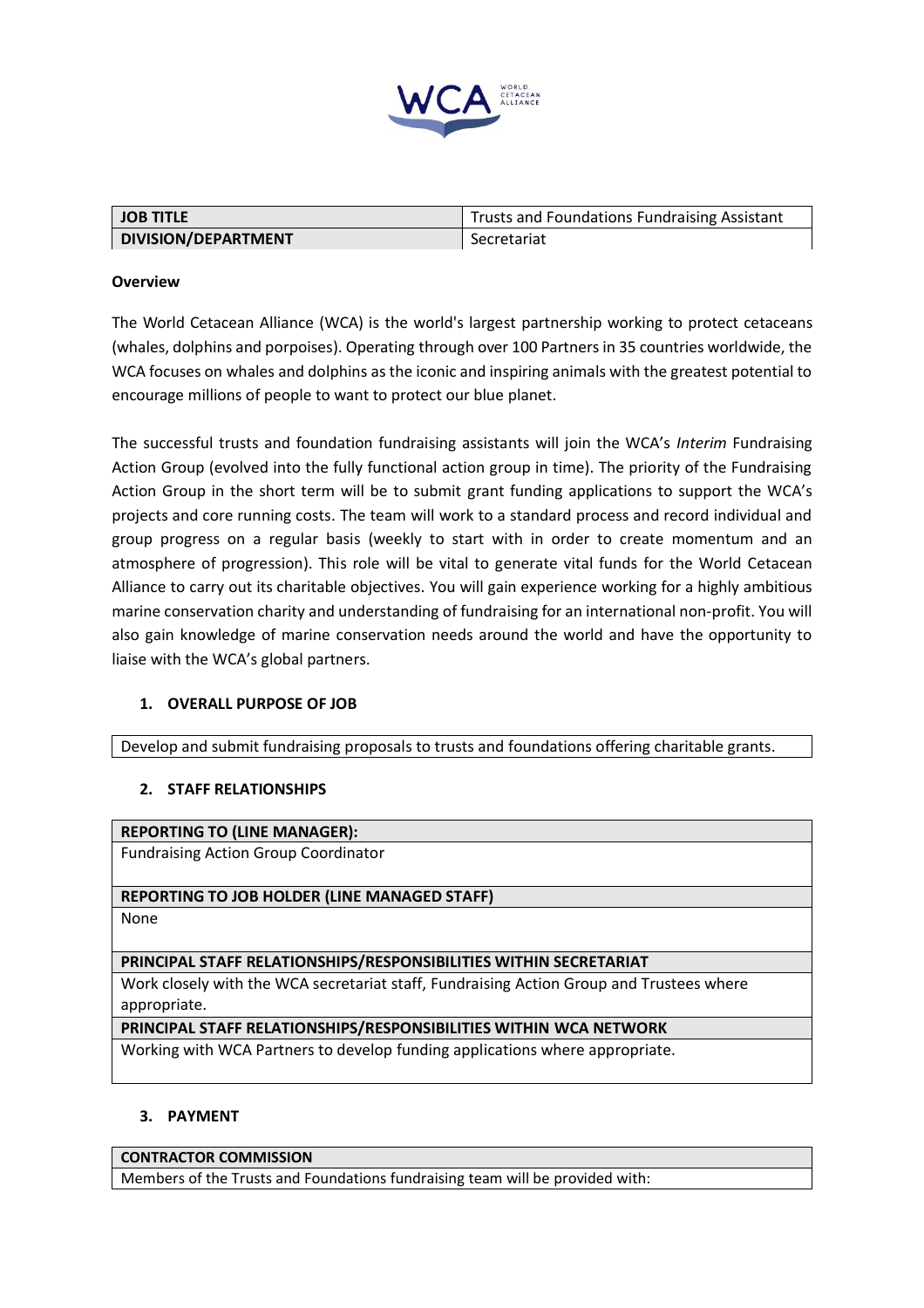| JOB TITLE | Trusts and Foundations Fundraising Assistant |
| --- | --- |
| DIVISION/DEPARTMENT | Secretariat |

**Overview**

The World Cetacean Alliance (WCA) is the world's largest partnership working to protect cetaceans (whales, dolphins and porpoises). Operating through over 100 Partners in 35 countries worldwide, the WCA focuses on whales and dolphins as the iconic and inspiring animals with the greatest potential to encourage millions of people to want to protect our blue planet.

The successful trusts and foundation fundraising assistants will join the WCA's *Interim* Fundraising Action Group (evolved into the fully functional action group in time). The priority of the Fundraising Action Group in the short term will be to submit grant funding applications to support the WCA's projects and core running costs. The team will work to a standard process and record individual and group progress on a regular basis (weekly to start with in order to create momentum and an atmosphere of progression). This role will be vital to generate vital funds for the World Cetacean Alliance to carry out its charitable objectives. You will gain experience working for a highly ambitious marine conservation charity and understanding of fundraising for an international non-profit. You will also gain knowledge of marine conservation needs around the world and have the opportunity to liaise with the WCA's global partners.

## 1. OVERALL PURPOSE OF JOB

Develop and submit fundraising proposals to trusts and foundations offering charitable grants.

## 2. STAFF RELATIONSHIPS

| REPORTING TO (LINE MANAGER): |
| --- |
| Fundraising Action Group Coordinator |
| **REPORTING TO JOB HOLDER (LINE MANAGED STAFF)** |
| None |
| **PRINCIPAL STAFF RELATIONSHIPS/RESPONSIBILITIES WITHIN SECRETARIAT** |
| Work closely with the WCA secretariat staff, Fundraising Action Group and Trustees where appropriate. |
| **PRINCIPAL STAFF RELATIONSHIPS/RESPONSIBILITIES WITHIN WCA NETWORK** |
| Working with WCA Partners to develop funding applications where appropriate. |

## 3. PAYMENT

| CONTRACTOR COMMISSION |
| --- |
| Members of the Trusts and Foundations fundraising team will be provided with: |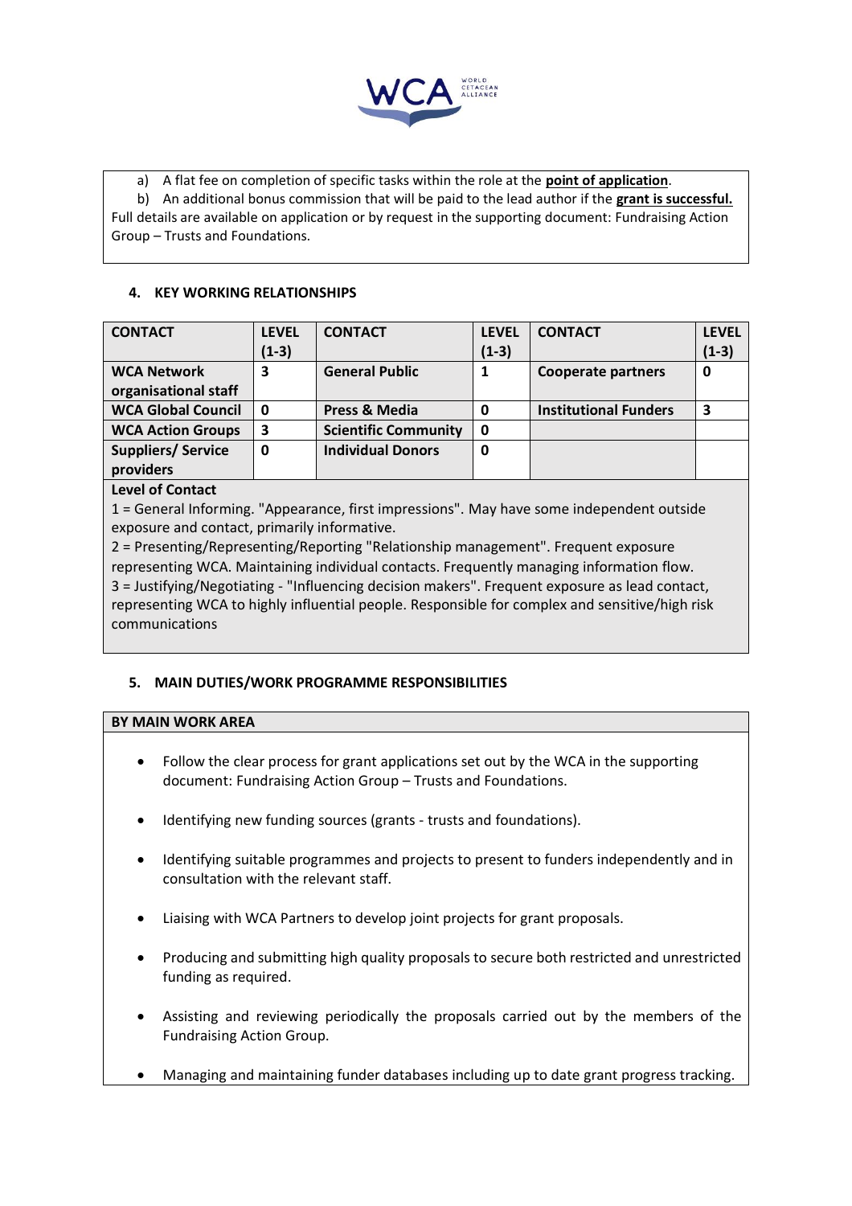a) A flat fee on completion of specific tasks within the role at the **point of application**.

b) An additional bonus commission that will be paid to the lead author if the **grant is successful.**

Full details are available on application or by request in the supporting document: Fundraising Action Group – Trusts and Foundations.

## 4. KEY WORKING RELATIONSHIPS

| CONTACT | LEVEL (1-3) | CONTACT | LEVEL (1-3) | CONTACT | LEVEL (1-3) |
|---|---|---|---|---|---|
| **WCA Network organisational staff** | 3 | **General Public** | 1 | **Cooperate partners** | 0 |
| **WCA Global Council** | 0 | **Press & Media** | 0 | **Institutional Funders** | 3 |
| **WCA Action Groups** | 3 | **Scientific Community** | 0 | | |
| **Suppliers/ Service providers** | 0 | **Individual Donors** | 0 | | |

**Level of Contact**

1 = General Informing. "Appearance, first impressions". May have some independent outside exposure and contact, primarily informative.

2 = Presenting/Representing/Reporting "Relationship management". Frequent exposure representing WCA. Maintaining individual contacts. Frequently managing information flow.

3 = Justifying/Negotiating - "Influencing decision makers". Frequent exposure as lead contact, representing WCA to highly influential people. Responsible for complex and sensitive/high risk communications

## 5. MAIN DUTIES/WORK PROGRAMME RESPONSIBILITIES

**BY MAIN WORK AREA**

- Follow the clear process for grant applications set out by the WCA in the supporting document: Fundraising Action Group – Trusts and Foundations.
- Identifying new funding sources (grants - trusts and foundations).
- Identifying suitable programmes and projects to present to funders independently and in consultation with the relevant staff.
- Liaising with WCA Partners to develop joint projects for grant proposals.
- Producing and submitting high quality proposals to secure both restricted and unrestricted funding as required.
- Assisting and reviewing periodically the proposals carried out by the members of the Fundraising Action Group.
- Managing and maintaining funder databases including up to date grant progress tracking.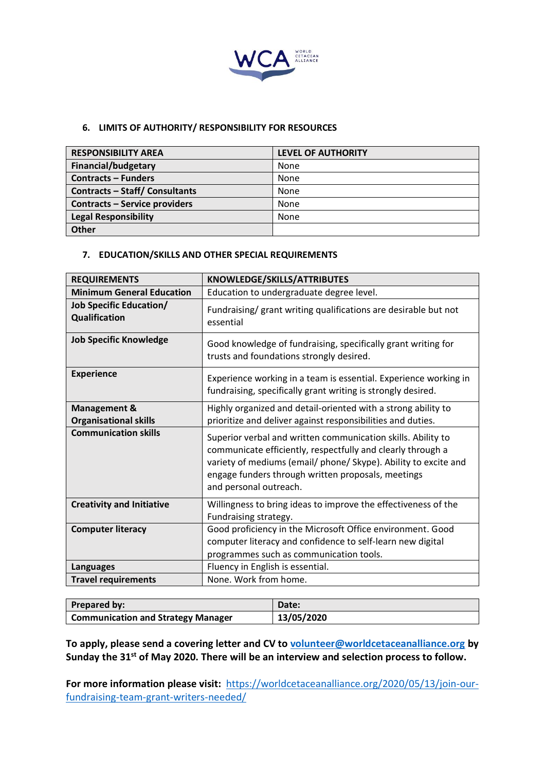## 6. LIMITS OF AUTHORITY/ RESPONSIBILITY FOR RESOURCES

| RESPONSIBILITY AREA | LEVEL OF AUTHORITY |
|---|---|
| **Financial/budgetary** | None |
| **Contracts – Funders** | None |
| **Contracts – Staff/ Consultants** | None |
| **Contracts – Service providers** | None |
| **Legal Responsibility** | None |
| **Other** | |

## 7. EDUCATION/SKILLS AND OTHER SPECIAL REQUIREMENTS

| REQUIREMENTS | KNOWLEDGE/SKILLS/ATTRIBUTES |
|---|---|
| **Minimum General Education** | Education to undergraduate degree level. |
| **Job Specific Education/ Qualification** | Fundraising/ grant writing qualifications are desirable but not essential |
| **Job Specific Knowledge** | Good knowledge of fundraising, specifically grant writing for trusts and foundations strongly desired. |
| **Experience** | Experience working in a team is essential. Experience working in fundraising, specifically grant writing is strongly desired. |
| **Management & Organisational skills** | Highly organized and detail-oriented with a strong ability to prioritize and deliver against responsibilities and duties. |
| **Communication skills** | Superior verbal and written communication skills. Ability to communicate efficiently, respectfully and clearly through a variety of mediums (email/ phone/ Skype). Ability to excite and engage funders through written proposals, meetings and personal outreach. |
| **Creativity and Initiative** | Willingness to bring ideas to improve the effectiveness of the Fundraising strategy. |
| **Computer literacy** | Good proficiency in the Microsoft Office environment. Good computer literacy and confidence to self-learn new digital programmes such as communication tools. |
| **Languages** | Fluency in English is essential. |
| **Travel requirements** | None. Work from home. |

| Prepared by: | Date: |
|---|---|
| **Communication and Strategy Manager** | **13/05/2020** |

**To apply, please send a covering letter and CV to [volunteer@worldcetaceanalliance.org](mailto:volunteer@worldcetaceanalliance.org) by Sunday the 31st of May 2020. There will be an interview and selection process to follow.**

**For more information please visit:** [https://worldcetaceanalliance.org/2020/05/13/join-our-fundraising-team-grant-writers-needed/](https://worldcetaceanalliance.org/2020/05/13/join-our-fundraising-team-grant-writers-needed/)